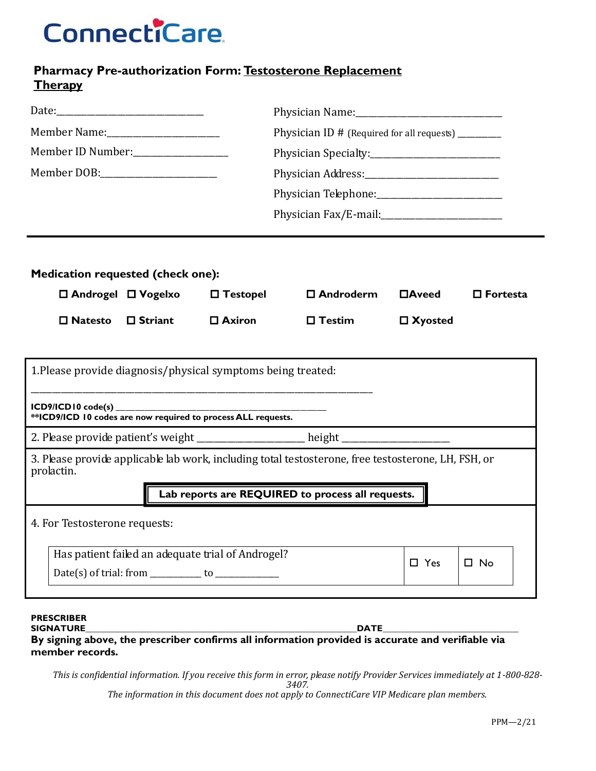ConnectiCare

## Pharmacy Pre-authorization Form: Testosterone Replacement Therapy

Date:______________________________

Member Name:_______________________

Member ID Number:___________________

Member DOB:_______________________

Physician Name:______________________________

Physician ID # (Required for all requests) _________

Physician Specialty:___________________________

Physician Address:____________________________

Physician Telephone:__________________________

Physician Fax/E-mail:__________________________

---

**Medication requested (check one):**

| | | | | | |
|---|---|---|---|---|---|
| ☐ **Androgel** | ☐ **Vogelxo** | ☐ **Testopel** | ☐ **Androderm** | ☐**Aveed** | ☐ **Fortesta** |
| ☐ **Natesto** | ☐ **Striant** | ☐ **Axiron** | ☐ **Testim** | ☐ **Xyosted** | |

1.Please provide diagnosis/physical symptoms being treated:

_______________________________________________________________

**ICD9/ICD10 code(s)** ____________________________________________

****ICD9/ICD 10 codes are now required to process ALL requests.**

2. Please provide patient's weight ____________________ height ____________________

3. Please provide applicable lab work, including total testosterone, free testosterone, LH, FSH, or prolactin.

**Lab reports are REQUIRED to process all requests.**

4. For Testosterone requests:

| Has patient failed an adequate trial of Androgel? Date(s) of trial: from __________ to ____________ | ☐ Yes | ☐ No |
|---|---|---|

**PRESCRIBER SIGNATURE**______________________________________________________________**DATE**____________________________

**By signing above, the prescriber confirms all information provided is accurate and verifiable via member records.**

*This is confidential information. If you receive this form in error, please notify Provider Services immediately at 1-800-828-3407.*

*The information in this document does not apply to ConnectiCare VIP Medicare plan members.*

PPM—2/21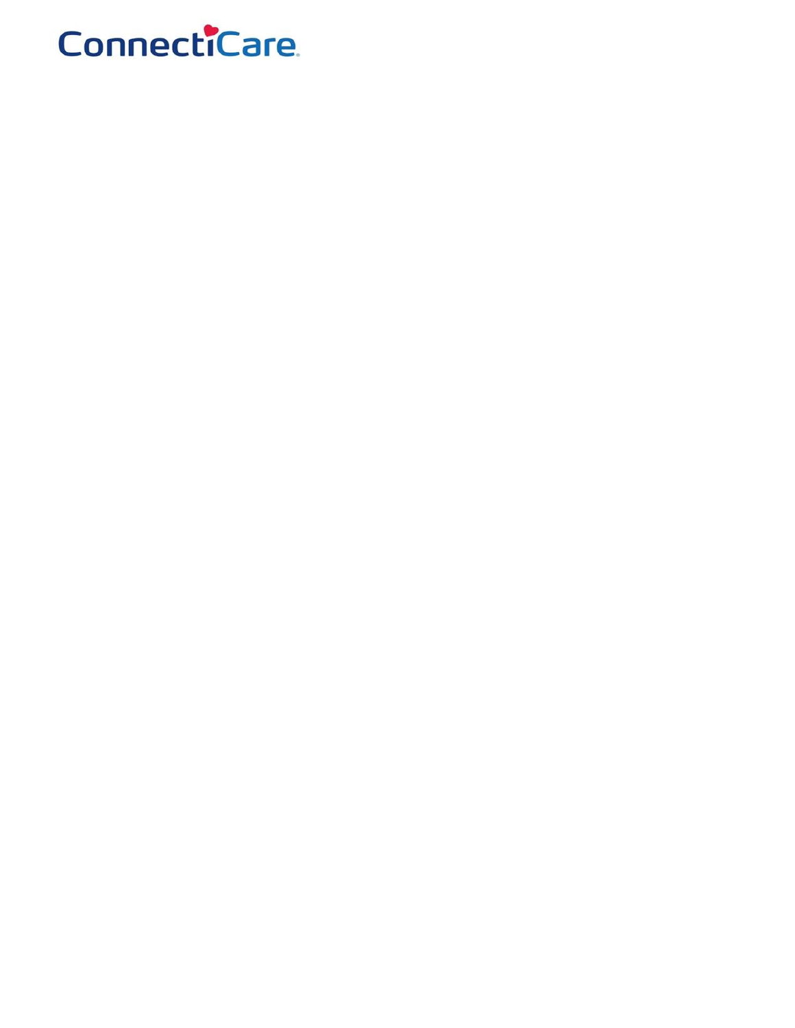ConnectiCare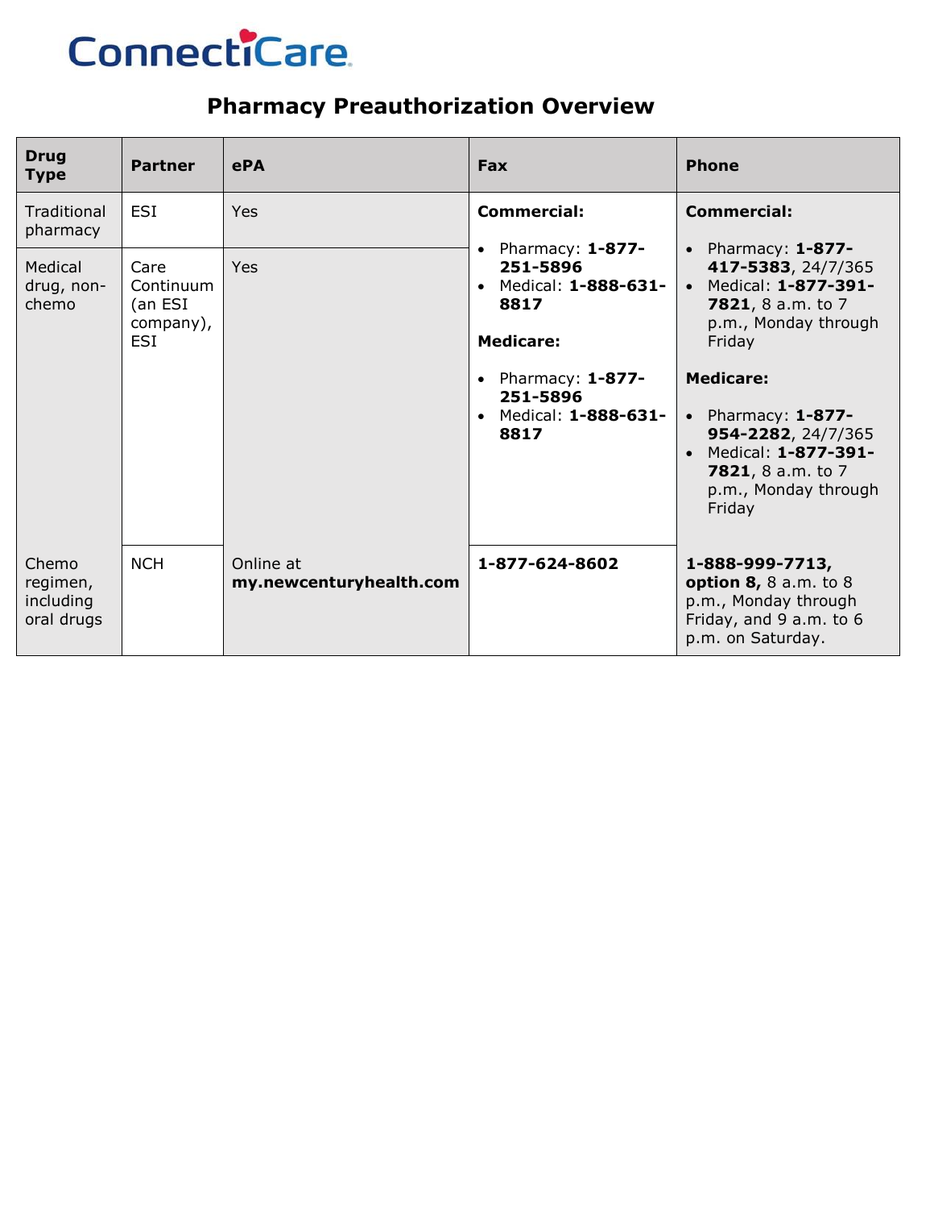ConnectiCare

# Pharmacy Preauthorization Overview

| Drug Type | Partner | ePA | Fax | Phone |
|---|---|---|---|---|
| Traditional pharmacy | ESI | Yes | **Commercial:**<br>• Pharmacy: **1-877-251-5896**<br>• Medical: **1-888-631-8817**<br><br>**Medicare:**<br>• Pharmacy: **1-877-251-5896**<br>• Medical: **1-888-631-8817** | **Commercial:**<br>• Pharmacy: **1-877-417-5383**, 24/7/365<br>• Medical: **1-877-391-7821**, 8 a.m. to 7 p.m., Monday through Friday<br><br>**Medicare:**<br>• Pharmacy: **1-877-954-2282**, 24/7/365<br>• Medical: **1-877-391-7821**, 8 a.m. to 7 p.m., Monday through Friday |
| Medical drug, non-chemo | Care Continuum (an ESI company), ESI | Yes | | |
| Chemo regimen, including oral drugs | NCH | Online at **my.newcenturyhealth.com** | **1-877-624-8602** | **1-888-999-7713, option 8,** 8 a.m. to 8 p.m., Monday through Friday, and 9 a.m. to 6 p.m. on Saturday. |